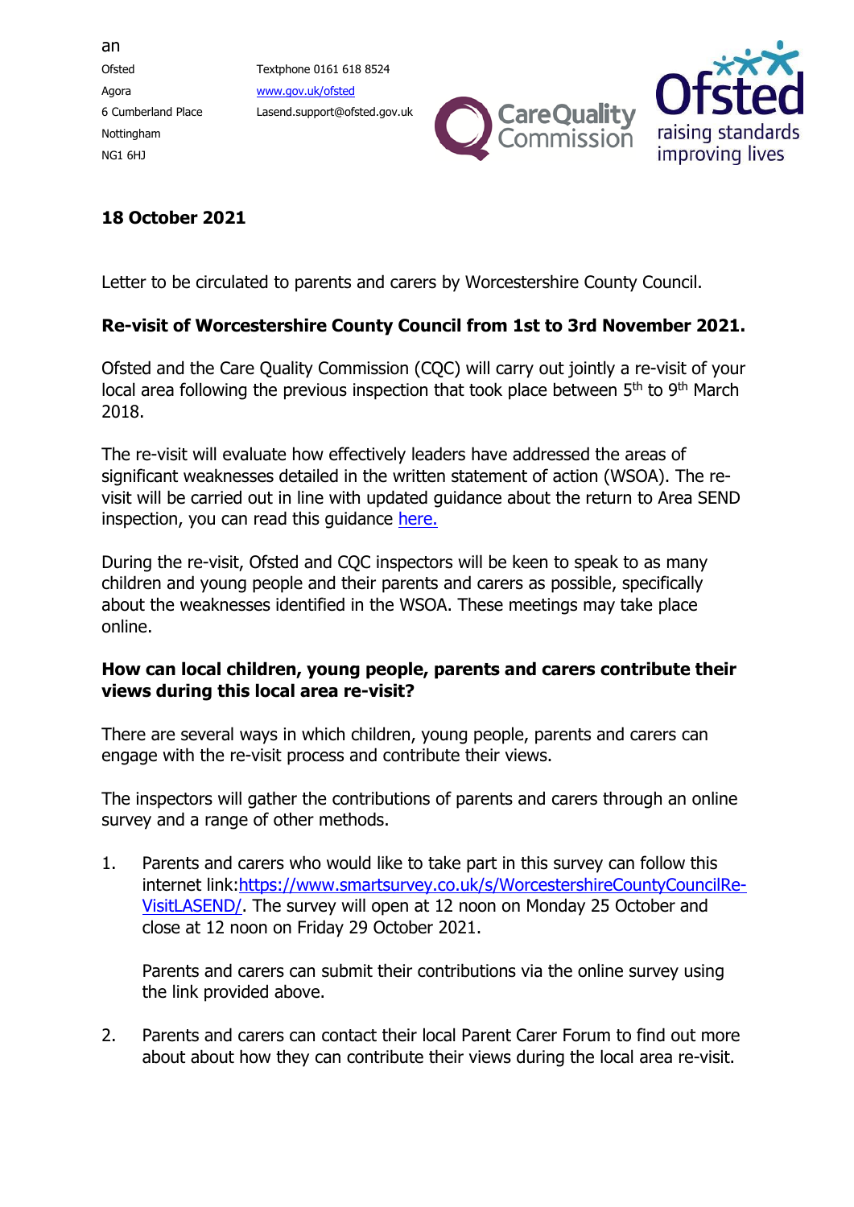an

Ofsted
Agora
6 Cumberland Place
Nottingham
NG1 6HJ

Textphone 0161 618 8524
www.gov.uk/ofsted
Lasend.support@ofsted.gov.uk

**18 October 2021**

Letter to be circulated to parents and carers by Worcestershire County Council.

**Re-visit of Worcestershire County Council from 1st to 3rd November 2021.**

Ofsted and the Care Quality Commission (CQC) will carry out jointly a re-visit of your local area following the previous inspection that took place between 5th to 9th March 2018.

The re-visit will evaluate how effectively leaders have addressed the areas of significant weaknesses detailed in the written statement of action (WSOA). The re-visit will be carried out in line with updated guidance about the return to Area SEND inspection, you can read this guidance here.

During the re-visit, Ofsted and CQC inspectors will be keen to speak to as many children and young people and their parents and carers as possible, specifically about the weaknesses identified in the WSOA. These meetings may take place online.

**How can local children, young people, parents and carers contribute their views during this local area re-visit?**

There are several ways in which children, young people, parents and carers can engage with the re-visit process and contribute their views.

The inspectors will gather the contributions of parents and carers through an online survey and a range of other methods.

1. Parents and carers who would like to take part in this survey can follow this internet link:https://www.smartsurvey.co.uk/s/WorcestershireCountyCouncilRe-VisitLASEND/. The survey will open at 12 noon on Monday 25 October and close at 12 noon on Friday 29 October 2021.

   Parents and carers can submit their contributions via the online survey using the link provided above.

2. Parents and carers can contact their local Parent Carer Forum to find out more about about how they can contribute their views during the local area re-visit.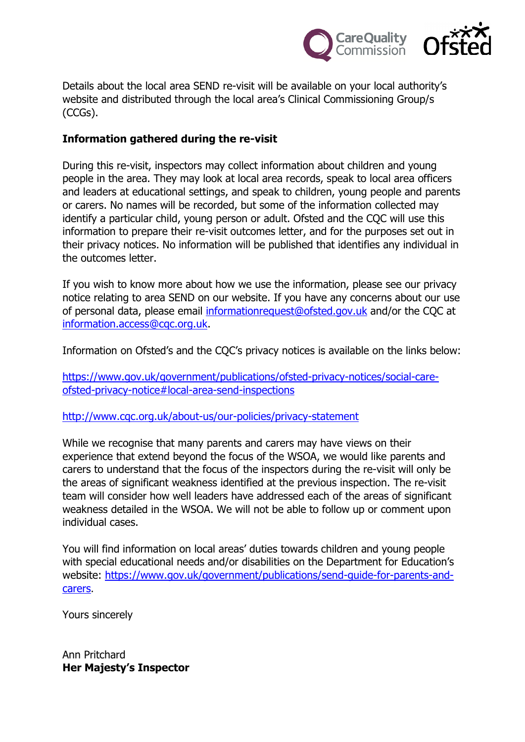Details about the local area SEND re-visit will be available on your local authority's website and distributed through the local area's Clinical Commissioning Group/s (CCGs).

**Information gathered during the re-visit**

During this re-visit, inspectors may collect information about children and young people in the area. They may look at local area records, speak to local area officers and leaders at educational settings, and speak to children, young people and parents or carers. No names will be recorded, but some of the information collected may identify a particular child, young person or adult. Ofsted and the CQC will use this information to prepare their re-visit outcomes letter, and for the purposes set out in their privacy notices. No information will be published that identifies any individual in the outcomes letter.

If you wish to know more about how we use the information, please see our privacy notice relating to area SEND on our website. If you have any concerns about our use of personal data, please email [informationrequest@ofsted.gov.uk](mailto:informationrequest@ofsted.gov.uk) and/or the CQC at [information.access@cqc.org.uk](mailto:information.access@cqc.org.uk).

Information on Ofsted's and the CQC's privacy notices is available on the links below:

[https://www.gov.uk/government/publications/ofsted-privacy-notices/social-care-ofsted-privacy-notice#local-area-send-inspections](https://www.gov.uk/government/publications/ofsted-privacy-notices/social-care-ofsted-privacy-notice#local-area-send-inspections)

[http://www.cqc.org.uk/about-us/our-policies/privacy-statement](http://www.cqc.org.uk/about-us/our-policies/privacy-statement)

While we recognise that many parents and carers may have views on their experience that extend beyond the focus of the WSOA, we would like parents and carers to understand that the focus of the inspectors during the re-visit will only be the areas of significant weakness identified at the previous inspection. The re-visit team will consider how well leaders have addressed each of the areas of significant weakness detailed in the WSOA. We will not be able to follow up or comment upon individual cases.

You will find information on local areas' duties towards children and young people with special educational needs and/or disabilities on the Department for Education's website: [https://www.gov.uk/government/publications/send-guide-for-parents-and-carers](https://www.gov.uk/government/publications/send-guide-for-parents-and-carers).

Yours sincerely

Ann Pritchard
**Her Majesty's Inspector**